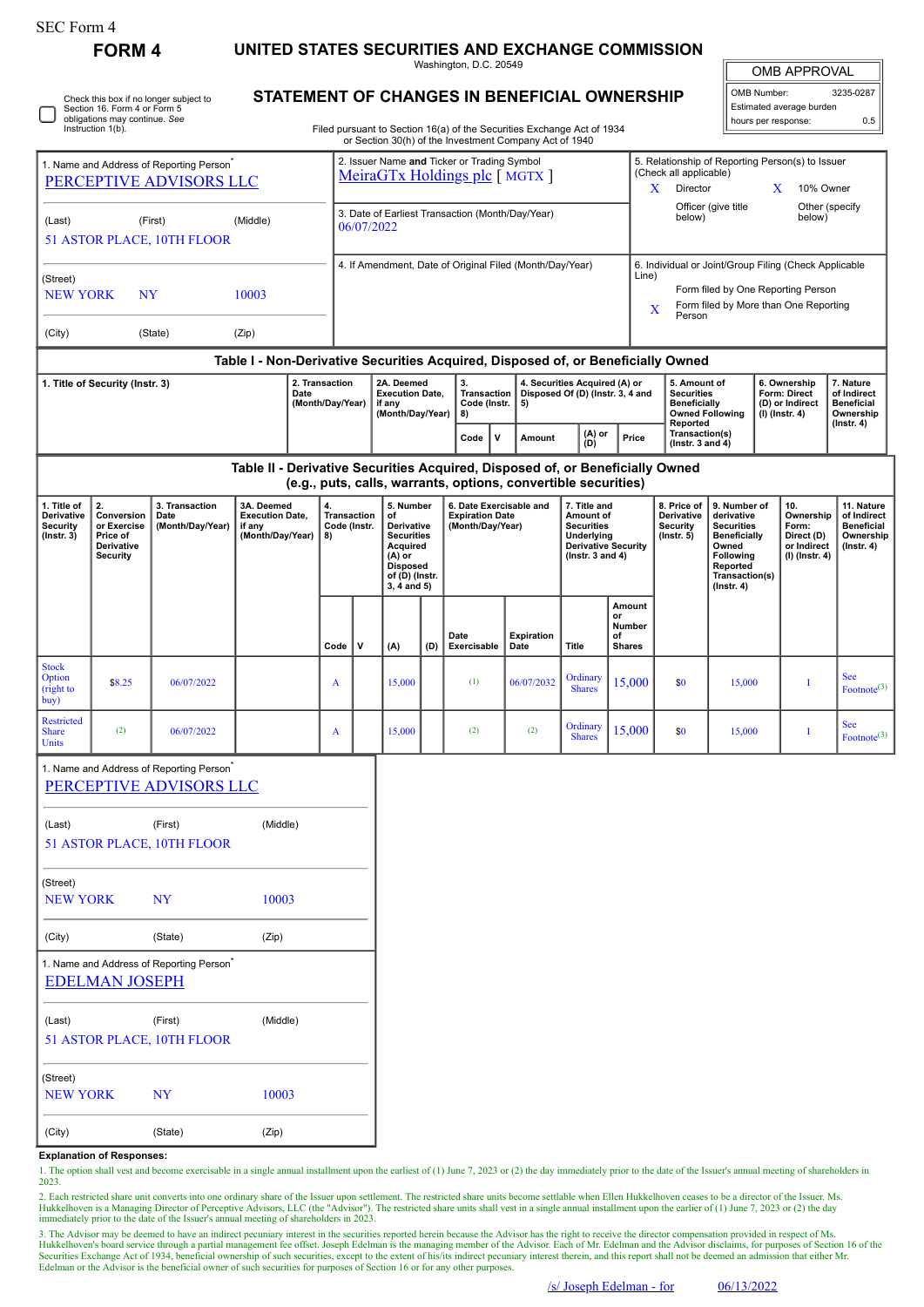SEC Form 4

# FORM 4

## UNITED STATES SECURITIES AND EXCHANGE COMMISSION

Washington, D.C. 20549

## STATEMENT OF CHANGES IN BENEFICIAL OWNERSHIP

Filed pursuant to Section 16(a) of the Securities Exchange Act of 1934 or Section 30(h) of the Investment Company Act of 1940

| OMB APPROVAL | |
|---|---|
| OMB Number: | 3235-0287 |
| Estimated average burden | |
| hours per response: | 0.5 |

☐ Check this box if no longer subject to Section 16. Form 4 or Form 5 obligations may continue. *See* Instruction 1(b).

| 1. Name and Address of Reporting Person* | 2. Issuer Name **and** Ticker or Trading Symbol | 5. Relationship of Reporting Person(s) to Issuer (Check all applicable) |
|---|---|---|
| PERCEPTIVE ADVISORS LLC | MeiraGTx Holdings plc [ MGTX ] | X Director; X 10% Owner; Officer (give title below); Other (specify below) |
| (Last) (First) (Middle) | 3. Date of Earliest Transaction (Month/Day/Year) | |
| 51 ASTOR PLACE, 10TH FLOOR | 06/07/2022 | |
| (Street) | 4. If Amendment, Date of Original Filed (Month/Day/Year) | 6. Individual or Joint/Group Filing (Check Applicable Line) |
| NEW YORK NY 10003 | | Form filed by One Reporting Person; X Form filed by More than One Reporting Person |
| (City) (State) (Zip) | | |

### Table I - Non-Derivative Securities Acquired, Disposed of, or Beneficially Owned

| 1. Title of Security (Instr. 3) | 2. Transaction Date (Month/Day/Year) | 2A. Deemed Execution Date, if any (Month/Day/Year) | 3. Transaction Code (Instr. 8) | | 4. Securities Acquired (A) or Disposed Of (D) (Instr. 3, 4 and 5) | | | 5. Amount of Securities Beneficially Owned Following Reported Transaction(s) (Instr. 3 and 4) | 6. Ownership Form: Direct (D) or Indirect (I) (Instr. 4) | 7. Nature of Indirect Beneficial Ownership (Instr. 4) |
|---|---|---|---|---|---|---|---|---|---|---|
| | | | Code | V | Amount | (A) or (D) | Price | | | |

### Table II - Derivative Securities Acquired, Disposed of, or Beneficially Owned (e.g., puts, calls, warrants, options, convertible securities)

| 1. Title of Derivative Security (Instr. 3) | 2. Conversion or Exercise Price of Derivative Security | 3. Transaction Date (Month/Day/Year) | 3A. Deemed Execution Date, if any (Month/Day/Year) | 4. Transaction Code (Instr. 8) | | 5. Number of Derivative Securities Acquired (A) or Disposed of (D) (Instr. 3, 4 and 5) | | 6. Date Exercisable and Expiration Date (Month/Day/Year) | | 7. Title and Amount of Securities Underlying Derivative Security (Instr. 3 and 4) | | 8. Price of Derivative Security (Instr. 5) | 9. Number of derivative Securities Beneficially Owned Following Reported Transaction(s) (Instr. 4) | 10. Ownership Form: Direct (D) or Indirect (I) (Instr. 4) | 11. Nature of Indirect Beneficial Ownership (Instr. 4) |
|---|---|---|---|---|---|---|---|---|---|---|---|---|---|---|---|
| | | | | Code | V | (A) | (D) | Date Exercisable | Expiration Date | Title | Amount or Number of Shares | | | | |
| Stock Option (right to buy) | $8.25 | 06/07/2022 | | A | | 15,000 | | (1) | 06/07/2032 | Ordinary Shares | 15,000 | $0 | 15,000 | I | See Footnote(3) |
| Restricted Share Units | (2) | 06/07/2022 | | A | | 15,000 | | (2) | (2) | Ordinary Shares | 15,000 | $0 | 15,000 | I | See Footnote(3) |

| 1. Name and Address of Reporting Person* |
|---|
| PERCEPTIVE ADVISORS LLC |
| (Last) (First) (Middle) |
| 51 ASTOR PLACE, 10TH FLOOR |
| (Street) |
| NEW YORK NY 10003 |
| (City) (State) (Zip) |

| 1. Name and Address of Reporting Person* |
|---|
| EDELMAN JOSEPH |
| (Last) (First) (Middle) |
| 51 ASTOR PLACE, 10TH FLOOR |
| (Street) |
| NEW YORK NY 10003 |
| (City) (State) (Zip) |

**Explanation of Responses:**

1. The option shall vest and become exercisable in a single annual installment upon the earliest of (1) June 7, 2023 or (2) the day immediately prior to the date of the Issuer's annual meeting of shareholders in 2023.

2. Each restricted share unit converts into one ordinary share of the Issuer upon settlement. The restricted share units become settlable when Ellen Hukkelhoven ceases to be a director of the Issuer. Ms. Hukkelhoven is a Managing Director of Perceptive Advisors, LLC (the "Advisor"). The restricted share units shall vest in a single annual installment upon the earlier of (1) June 7, 2023 or (2) the day immediately prior to the date of the Issuer's annual meeting of shareholders in 2023.

3. The Advisor may be deemed to have an indirect pecuniary interest in the securities reported herein because the Advisor has the right to receive the director compensation provided in respect of Ms. Hukkelhoven's board service through a partial management fee offset. Joseph Edelman is the managing member of the Advisor. Each of Mr. Edelman and the Advisor disclaims, for purposes of Section 16 of the Securities Exchange Act of 1934, beneficial ownership of such securities, except to the extent of his/its indirect pecuniary interest therein, and this report shall not be deemed an admission that either Mr. Edelman or the Advisor is the beneficial owner of such securities for purposes of Section 16 or for any other purposes.

/s/ Joseph Edelman - for 06/13/2022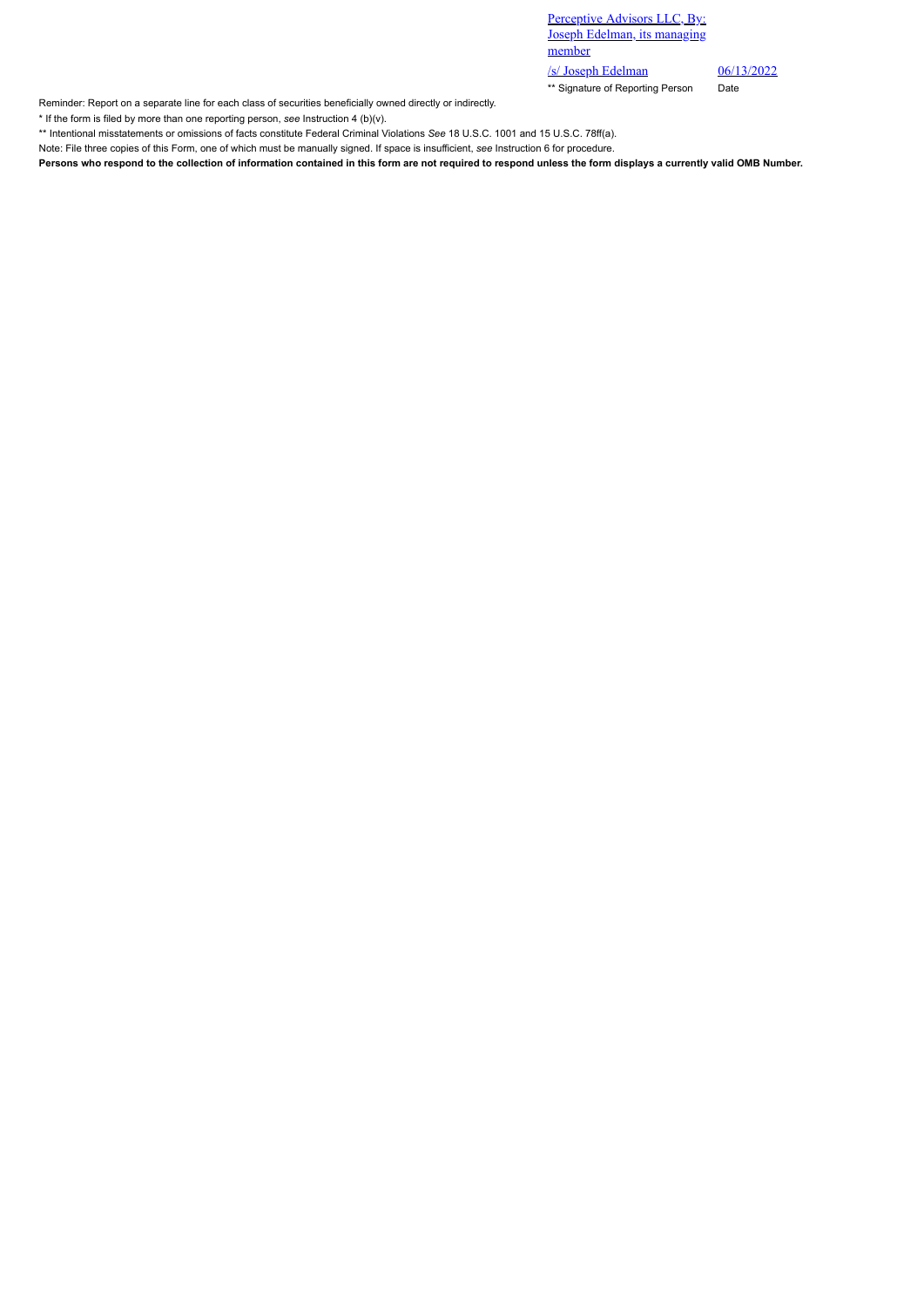| | |
|---|---|
| Perceptive Advisors LLC, By: Joseph Edelman, its managing member | |
| /s/ Joseph Edelman | 06/13/2022 |
| ** Signature of Reporting Person | Date |

Reminder: Report on a separate line for each class of securities beneficially owned directly or indirectly.

* If the form is filed by more than one reporting person, *see* Instruction 4 (b)(v).

** Intentional misstatements or omissions of facts constitute Federal Criminal Violations *See* 18 U.S.C. 1001 and 15 U.S.C. 78ff(a).

Note: File three copies of this Form, one of which must be manually signed. If space is insufficient, *see* Instruction 6 for procedure.

**Persons who respond to the collection of information contained in this form are not required to respond unless the form displays a currently valid OMB Number.**